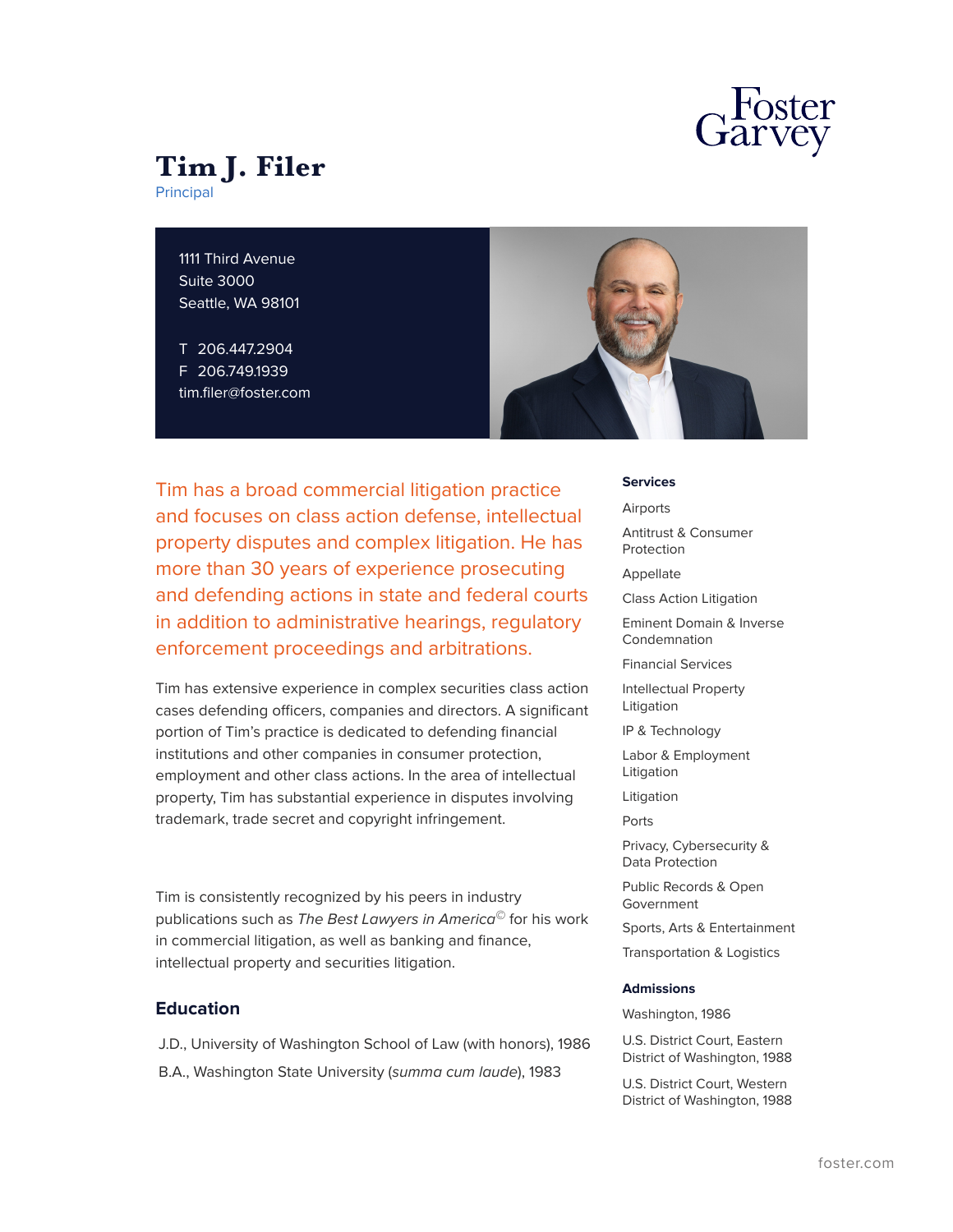# Tim J. Filer

Principal

1111 Third Avenue
Suite 3000
Seattle, WA 98101

T 206.447.2904
F 206.749.1939
tim.filer@foster.com

**Tim has a broad commercial litigation practice and focuses on class action defense, intellectual property disputes and complex litigation. He has more than 30 years of experience prosecuting and defending actions in state and federal courts in addition to administrative hearings, regulatory enforcement proceedings and arbitrations.**

Tim has extensive experience in complex securities class action cases defending officers, companies and directors. A significant portion of Tim's practice is dedicated to defending financial institutions and other companies in consumer protection, employment and other class actions. In the area of intellectual property, Tim has substantial experience in disputes involving trademark, trade secret and copyright infringement.

Tim is consistently recognized by his peers in industry publications such as *The Best Lawyers in America*© for his work in commercial litigation, as well as banking and finance, intellectual property and securities litigation.

## Education

J.D., University of Washington School of Law (with honors), 1986

B.A., Washington State University (*summa cum laude*), 1983

### Services

- Airports
- Antitrust & Consumer Protection
- Appellate
- Class Action Litigation
- Eminent Domain & Inverse Condemnation
- Financial Services
- Intellectual Property Litigation
- IP & Technology
- Labor & Employment Litigation
- Litigation
- Ports
- Privacy, Cybersecurity & Data Protection
- Public Records & Open Government
- Sports, Arts & Entertainment
- Transportation & Logistics

### Admissions

- Washington, 1986
- U.S. District Court, Eastern District of Washington, 1988
- U.S. District Court, Western District of Washington, 1988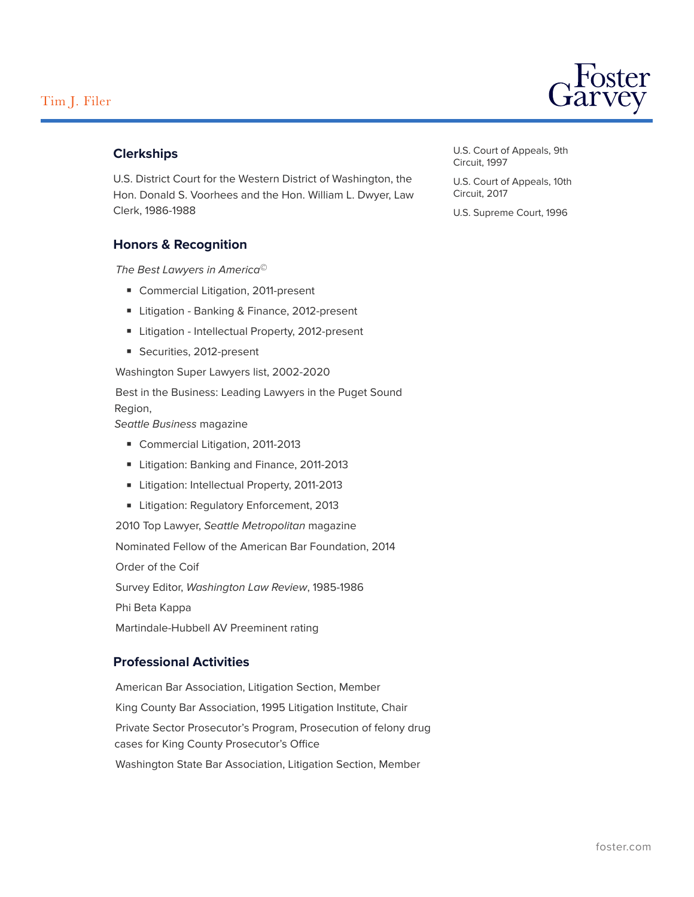## Clerkships

U.S. District Court for the Western District of Washington, the Hon. Donald S. Voorhees and the Hon. William L. Dwyer, Law Clerk, 1986-1988

## Honors & Recognition

*The Best Lawyers in America*©

- Commercial Litigation, 2011-present
- Litigation - Banking & Finance, 2012-present
- Litigation - Intellectual Property, 2012-present
- Securities, 2012-present

Washington Super Lawyers list, 2002-2020

Best in the Business: Leading Lawyers in the Puget Sound Region,
*Seattle Business* magazine

- Commercial Litigation, 2011-2013
- Litigation: Banking and Finance, 2011-2013
- Litigation: Intellectual Property, 2011-2013
- Litigation: Regulatory Enforcement, 2013

2010 Top Lawyer, *Seattle Metropolitan* magazine

Nominated Fellow of the American Bar Foundation, 2014

Order of the Coif

Survey Editor, *Washington Law Review*, 1985-1986

Phi Beta Kappa

Martindale-Hubbell AV Preeminent rating

## Professional Activities

American Bar Association, Litigation Section, Member

King County Bar Association, 1995 Litigation Institute, Chair

Private Sector Prosecutor's Program, Prosecution of felony drug cases for King County Prosecutor's Office

Washington State Bar Association, Litigation Section, Member

U.S. Court of Appeals, 9th Circuit, 1997

U.S. Court of Appeals, 10th Circuit, 2017

U.S. Supreme Court, 1996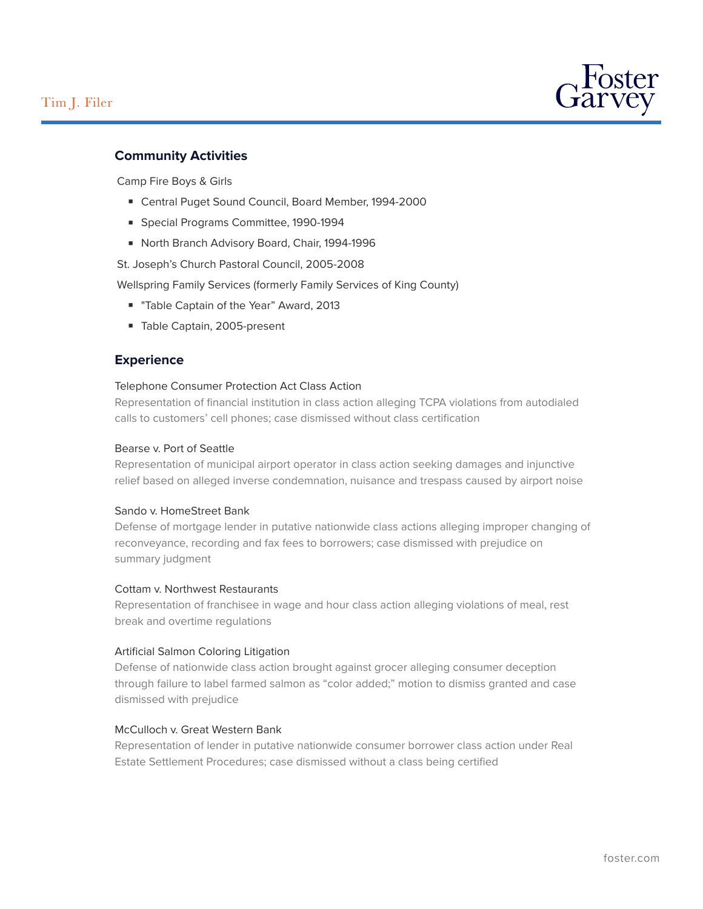## Community Activities

Camp Fire Boys & Girls

- Central Puget Sound Council, Board Member, 1994-2000
- Special Programs Committee, 1990-1994
- North Branch Advisory Board, Chair, 1994-1996

St. Joseph's Church Pastoral Council, 2005-2008

Wellspring Family Services (formerly Family Services of King County)

- "Table Captain of the Year" Award, 2013
- Table Captain, 2005-present

## Experience

Telephone Consumer Protection Act Class Action

Representation of financial institution in class action alleging TCPA violations from autodialed calls to customers' cell phones; case dismissed without class certification

Bearse v. Port of Seattle

Representation of municipal airport operator in class action seeking damages and injunctive relief based on alleged inverse condemnation, nuisance and trespass caused by airport noise

Sando v. HomeStreet Bank

Defense of mortgage lender in putative nationwide class actions alleging improper changing of reconveyance, recording and fax fees to borrowers; case dismissed with prejudice on summary judgment

Cottam v. Northwest Restaurants

Representation of franchisee in wage and hour class action alleging violations of meal, rest break and overtime regulations

Artificial Salmon Coloring Litigation

Defense of nationwide class action brought against grocer alleging consumer deception through failure to label farmed salmon as "color added;" motion to dismiss granted and case dismissed with prejudice

McCulloch v. Great Western Bank

Representation of lender in putative nationwide consumer borrower class action under Real Estate Settlement Procedures; case dismissed without a class being certified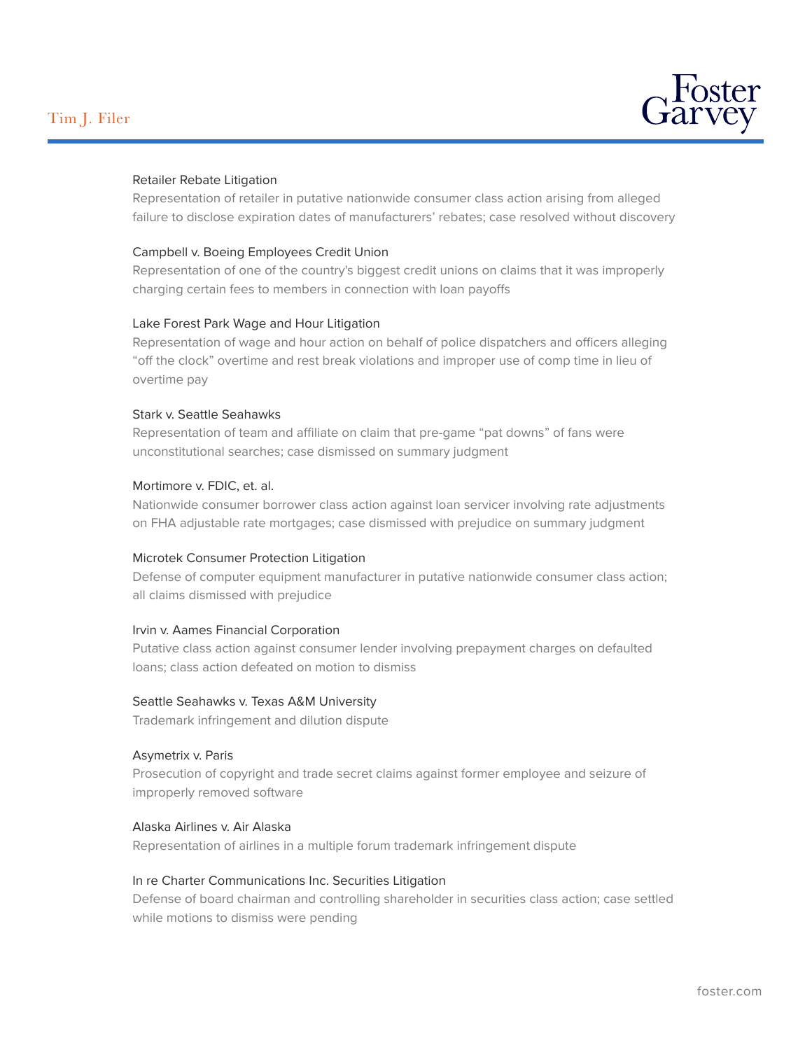Retailer Rebate Litigation

Representation of retailer in putative nationwide consumer class action arising from alleged failure to disclose expiration dates of manufacturers' rebates; case resolved without discovery

Campbell v. Boeing Employees Credit Union

Representation of one of the country's biggest credit unions on claims that it was improperly charging certain fees to members in connection with loan payoffs

Lake Forest Park Wage and Hour Litigation

Representation of wage and hour action on behalf of police dispatchers and officers alleging "off the clock" overtime and rest break violations and improper use of comp time in lieu of overtime pay

Stark v. Seattle Seahawks

Representation of team and affiliate on claim that pre-game "pat downs" of fans were unconstitutional searches; case dismissed on summary judgment

Mortimore v. FDIC, et. al.

Nationwide consumer borrower class action against loan servicer involving rate adjustments on FHA adjustable rate mortgages; case dismissed with prejudice on summary judgment

Microtek Consumer Protection Litigation

Defense of computer equipment manufacturer in putative nationwide consumer class action; all claims dismissed with prejudice

Irvin v. Aames Financial Corporation

Putative class action against consumer lender involving prepayment charges on defaulted loans; class action defeated on motion to dismiss

Seattle Seahawks v. Texas A&M University

Trademark infringement and dilution dispute

Asymetrix v. Paris

Prosecution of copyright and trade secret claims against former employee and seizure of improperly removed software

Alaska Airlines v. Air Alaska

Representation of airlines in a multiple forum trademark infringement dispute

In re Charter Communications Inc. Securities Litigation

Defense of board chairman and controlling shareholder in securities class action; case settled while motions to dismiss were pending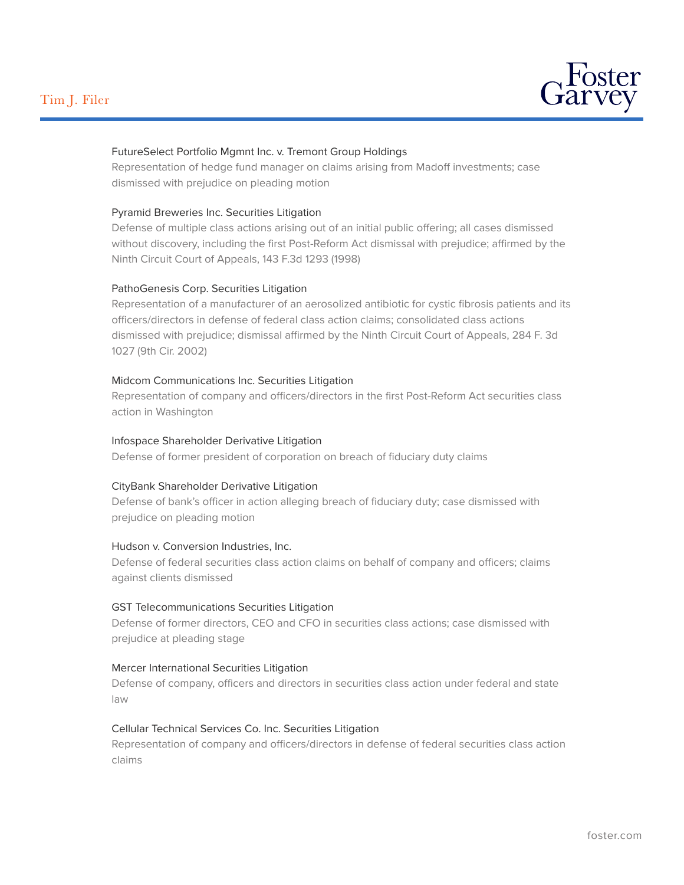**FutureSelect Portfolio Mgmnt Inc. v. Tremont Group Holdings**

Representation of hedge fund manager on claims arising from Madoff investments; case dismissed with prejudice on pleading motion

**Pyramid Breweries Inc. Securities Litigation**

Defense of multiple class actions arising out of an initial public offering; all cases dismissed without discovery, including the first Post-Reform Act dismissal with prejudice; affirmed by the Ninth Circuit Court of Appeals, 143 F.3d 1293 (1998)

**PathoGenesis Corp. Securities Litigation**

Representation of a manufacturer of an aerosolized antibiotic for cystic fibrosis patients and its officers/directors in defense of federal class action claims; consolidated class actions dismissed with prejudice; dismissal affirmed by the Ninth Circuit Court of Appeals, 284 F. 3d 1027 (9th Cir. 2002)

**Midcom Communications Inc. Securities Litigation**

Representation of company and officers/directors in the first Post-Reform Act securities class action in Washington

**Infospace Shareholder Derivative Litigation**

Defense of former president of corporation on breach of fiduciary duty claims

**CityBank Shareholder Derivative Litigation**

Defense of bank's officer in action alleging breach of fiduciary duty; case dismissed with prejudice on pleading motion

**Hudson v. Conversion Industries, Inc.**

Defense of federal securities class action claims on behalf of company and officers; claims against clients dismissed

**GST Telecommunications Securities Litigation**

Defense of former directors, CEO and CFO in securities class actions; case dismissed with prejudice at pleading stage

**Mercer International Securities Litigation**

Defense of company, officers and directors in securities class action under federal and state law

**Cellular Technical Services Co. Inc. Securities Litigation**

Representation of company and officers/directors in defense of federal securities class action claims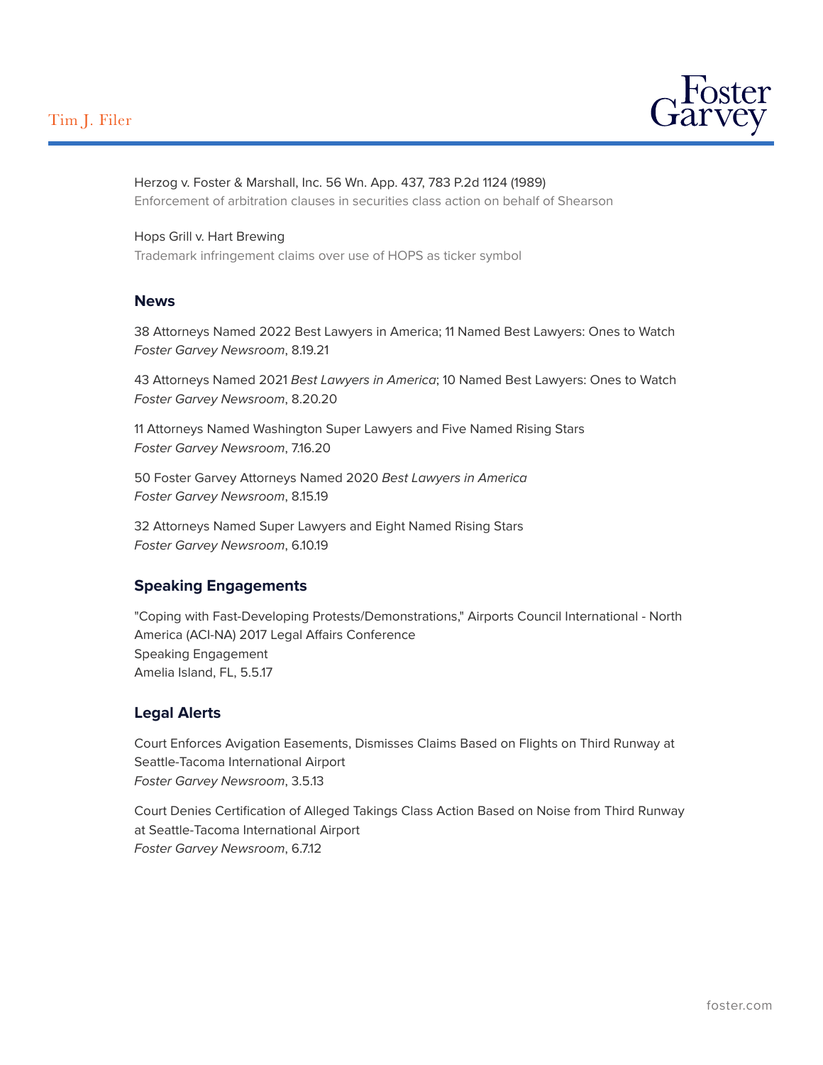Herzog v. Foster & Marshall, Inc. 56 Wn. App. 437, 783 P.2d 1124 (1989)
Enforcement of arbitration clauses in securities class action on behalf of Shearson

Hops Grill v. Hart Brewing
Trademark infringement claims over use of HOPS as ticker symbol

## News

38 Attorneys Named 2022 Best Lawyers in America; 11 Named Best Lawyers: Ones to Watch
*Foster Garvey Newsroom*, 8.19.21

43 Attorneys Named 2021 *Best Lawyers in America*; 10 Named Best Lawyers: Ones to Watch
*Foster Garvey Newsroom*, 8.20.20

11 Attorneys Named Washington Super Lawyers and Five Named Rising Stars
*Foster Garvey Newsroom*, 7.16.20

50 Foster Garvey Attorneys Named 2020 *Best Lawyers in America*
*Foster Garvey Newsroom*, 8.15.19

32 Attorneys Named Super Lawyers and Eight Named Rising Stars
*Foster Garvey Newsroom*, 6.10.19

## Speaking Engagements

"Coping with Fast-Developing Protests/Demonstrations," Airports Council International - North America (ACI-NA) 2017 Legal Affairs Conference
Speaking Engagement
Amelia Island, FL, 5.5.17

## Legal Alerts

Court Enforces Avigation Easements, Dismisses Claims Based on Flights on Third Runway at Seattle-Tacoma International Airport
*Foster Garvey Newsroom*, 3.5.13

Court Denies Certification of Alleged Takings Class Action Based on Noise from Third Runway at Seattle-Tacoma International Airport
*Foster Garvey Newsroom*, 6.7.12